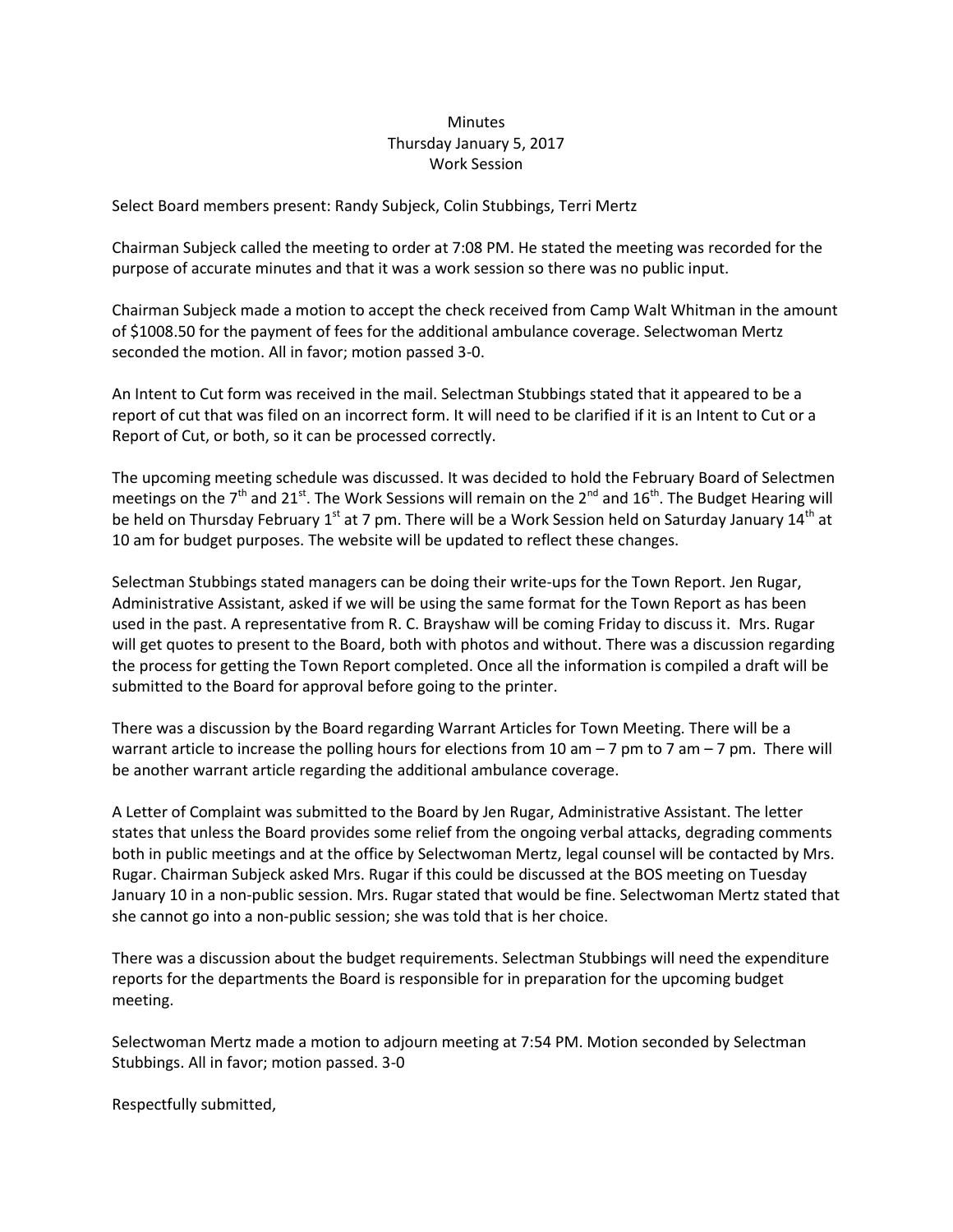Minutes
Thursday January 5, 2017
Work Session

Select Board members present: Randy Subjeck, Colin Stubbings, Terri Mertz

Chairman Subjeck called the meeting to order at 7:08 PM. He stated the meeting was recorded for the purpose of accurate minutes and that it was a work session so there was no public input.

Chairman Subjeck made a motion to accept the check received from Camp Walt Whitman in the amount of $1008.50 for the payment of fees for the additional ambulance coverage. Selectwoman Mertz seconded the motion. All in favor; motion passed 3-0.

An Intent to Cut form was received in the mail. Selectman Stubbings stated that it appeared to be a report of cut that was filed on an incorrect form. It will need to be clarified if it is an Intent to Cut or a Report of Cut, or both, so it can be processed correctly.

The upcoming meeting schedule was discussed. It was decided to hold the February Board of Selectmen meetings on the 7th and 21st. The Work Sessions will remain on the 2nd and 16th. The Budget Hearing will be held on Thursday February 1st at 7 pm. There will be a Work Session held on Saturday January 14th at 10 am for budget purposes. The website will be updated to reflect these changes.

Selectman Stubbings stated managers can be doing their write-ups for the Town Report. Jen Rugar, Administrative Assistant, asked if we will be using the same format for the Town Report as has been used in the past. A representative from R. C. Brayshaw will be coming Friday to discuss it. Mrs. Rugar will get quotes to present to the Board, both with photos and without. There was a discussion regarding the process for getting the Town Report completed. Once all the information is compiled a draft will be submitted to the Board for approval before going to the printer.

There was a discussion by the Board regarding Warrant Articles for Town Meeting. There will be a warrant article to increase the polling hours for elections from 10 am – 7 pm to 7 am – 7 pm. There will be another warrant article regarding the additional ambulance coverage.

A Letter of Complaint was submitted to the Board by Jen Rugar, Administrative Assistant. The letter states that unless the Board provides some relief from the ongoing verbal attacks, degrading comments both in public meetings and at the office by Selectwoman Mertz, legal counsel will be contacted by Mrs. Rugar. Chairman Subjeck asked Mrs. Rugar if this could be discussed at the BOS meeting on Tuesday January 10 in a non-public session. Mrs. Rugar stated that would be fine. Selectwoman Mertz stated that she cannot go into a non-public session; she was told that is her choice.

There was a discussion about the budget requirements. Selectman Stubbings will need the expenditure reports for the departments the Board is responsible for in preparation for the upcoming budget meeting.

Selectwoman Mertz made a motion to adjourn meeting at 7:54 PM. Motion seconded by Selectman Stubbings. All in favor; motion passed. 3-0

Respectfully submitted,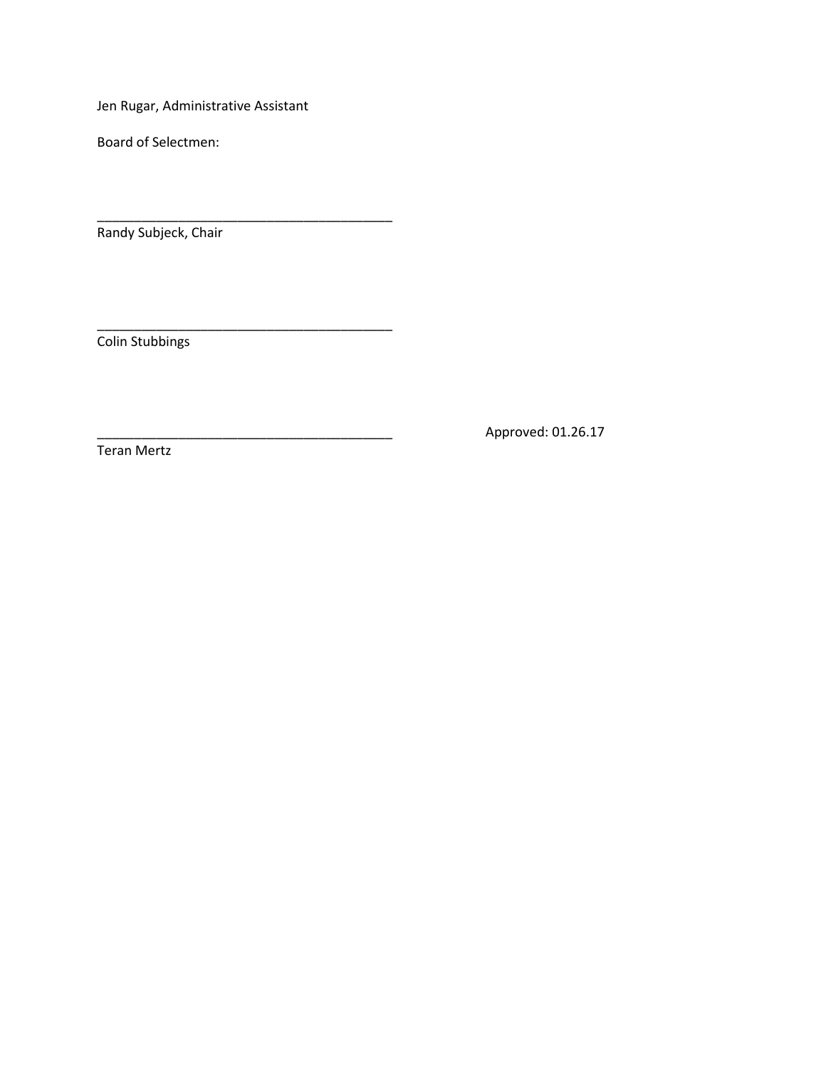Jen Rugar, Administrative Assistant

Board of Selectmen:

_________________________________________
Randy Subjeck, Chair

_________________________________________
Colin Stubbings

_________________________________________
Teran Mertz

Approved: 01.26.17